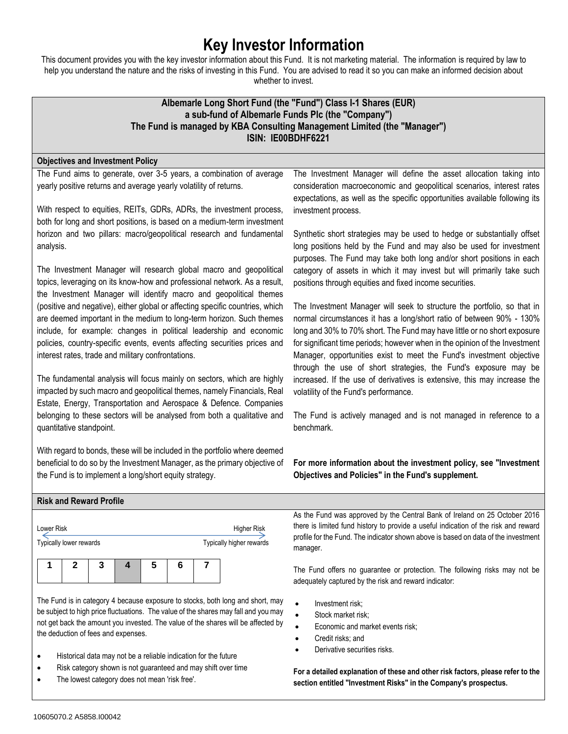# Key Investor Information

This document provides you with the key investor information about this Fund. It is not marketing material. The information is required by law to help you understand the nature and the risks of investing in this Fund. You are advised to read it so you can make an informed decision about whether to invest.

**Albemarle Long Short Fund (the "Fund") Class I-1 Shares (EUR)**
**a sub-fund of Albemarle Funds Plc (the "Company")**
**The Fund is managed by KBA Consulting Management Limited (the "Manager")**
**ISIN: IE00BDHF6221**

## Objectives and Investment Policy

The Fund aims to generate, over 3-5 years, a combination of average yearly positive returns and average yearly volatility of returns.

With respect to equities, REITs, GDRs, ADRs, the investment process, both for long and short positions, is based on a medium-term investment horizon and two pillars: macro/geopolitical research and fundamental analysis.

The Investment Manager will research global macro and geopolitical topics, leveraging on its know-how and professional network. As a result, the Investment Manager will identify macro and geopolitical themes (positive and negative), either global or affecting specific countries, which are deemed important in the medium to long-term horizon. Such themes include, for example: changes in political leadership and economic policies, country-specific events, events affecting securities prices and interest rates, trade and military confrontations.

The fundamental analysis will focus mainly on sectors, which are highly impacted by such macro and geopolitical themes, namely Financials, Real Estate, Energy, Transportation and Aerospace & Defence. Companies belonging to these sectors will be analysed from both a qualitative and quantitative standpoint.

With regard to bonds, these will be included in the portfolio where deemed beneficial to do so by the Investment Manager, as the primary objective of the Fund is to implement a long/short equity strategy.

The Investment Manager will define the asset allocation taking into consideration macroeconomic and geopolitical scenarios, interest rates expectations, as well as the specific opportunities available following its investment process.

Synthetic short strategies may be used to hedge or substantially offset long positions held by the Fund and may also be used for investment purposes. The Fund may take both long and/or short positions in each category of assets in which it may invest but will primarily take such positions through equities and fixed income securities.

The Investment Manager will seek to structure the portfolio, so that in normal circumstances it has a long/short ratio of between 90% - 130% long and 30% to 70% short. The Fund may have little or no short exposure for significant time periods; however when in the opinion of the Investment Manager, opportunities exist to meet the Fund's investment objective through the use of short strategies, the Fund's exposure may be increased. If the use of derivatives is extensive, this may increase the volatility of the Fund's performance.

The Fund is actively managed and is not managed in reference to a benchmark.

**For more information about the investment policy, see "Investment Objectives and Policies" in the Fund's supplement.**

## Risk and Reward Profile

Lower Risk — Higher Risk

Typically lower rewards — Typically higher rewards

| 1 | 2 | 3 | **4** | 5 | 6 | 7 |
|---|---|---|---|---|---|---|

The Fund is in category 4 because exposure to stocks, both long and short, may be subject to high price fluctuations. The value of the shares may fall and you may not get back the amount you invested. The value of the shares will be affected by the deduction of fees and expenses.

- Historical data may not be a reliable indication for the future
- Risk category shown is not guaranteed and may shift over time
- The lowest category does not mean 'risk free'.

As the Fund was approved by the Central Bank of Ireland on 25 October 2016 there is limited fund history to provide a useful indication of the risk and reward profile for the Fund. The indicator shown above is based on data of the investment manager.

The Fund offers no guarantee or protection. The following risks may not be adequately captured by the risk and reward indicator:

- Investment risk;
- Stock market risk;
- Economic and market events risk;
- Credit risks; and
- Derivative securities risks.

**For a detailed explanation of these and other risk factors, please refer to the section entitled "Investment Risks" in the Company's prospectus.**

10605070.2 A5858.I00042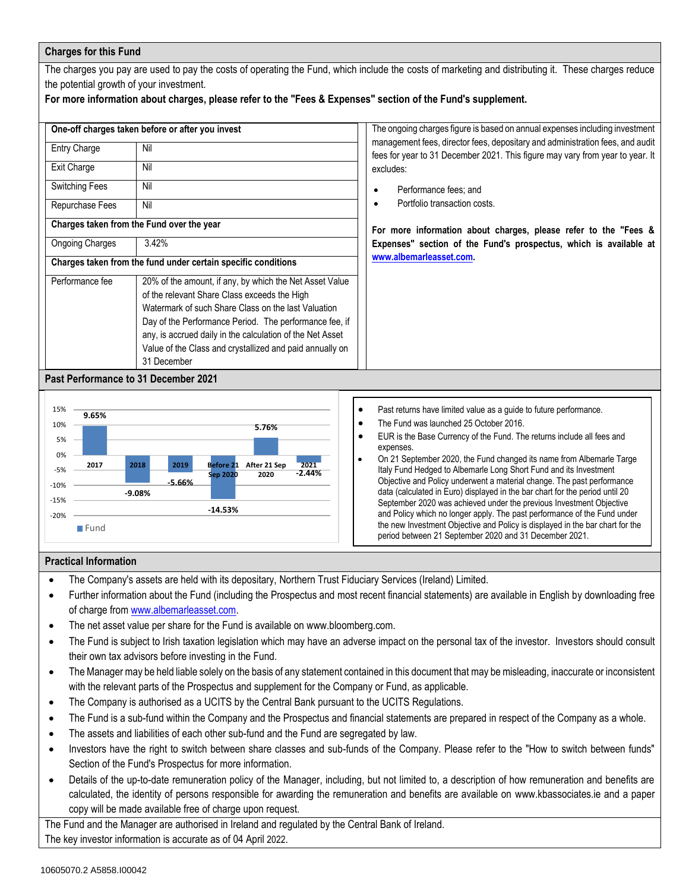## Charges for this Fund

The charges you pay are used to pay the costs of operating the Fund, which include the costs of marketing and distributing it. These charges reduce the potential growth of your investment.

**For more information about charges, please refer to the "Fees & Expenses" section of the Fund's supplement.**

| **One-off charges taken before or after you invest** | |
|---|---|
| Entry Charge | Nil |
| Exit Charge | Nil |
| Switching Fees | Nil |
| Repurchase Fees | Nil |
| **Charges taken from the Fund over the year** | |
| Ongoing Charges | 3.42% |
| **Charges taken from the fund under certain specific conditions** | |
| Performance fee | 20% of the amount, if any, by which the Net Asset Value of the relevant Share Class exceeds the High Watermark of such Share Class on the last Valuation Day of the Performance Period. The performance fee, if any, is accrued daily in the calculation of the Net Asset Value of the Class and crystallized and paid annually on 31 December |

The ongoing charges figure is based on annual expenses including investment management fees, director fees, depositary and administration fees, and audit fees for year to 31 December 2021. This figure may vary from year to year. It excludes:

- Performance fees; and
- Portfolio transaction costs.

**For more information about charges, please refer to the "Fees & Expenses" section of the Fund's prospectus, which is available at [www.albemarleasset.com](http://www.albemarleasset.com).**

## Past Performance to 31 December 2021

15%
10%
5%
0%
-5%
-10%
-15%
-20%

2017
9.65%

2018
-9.08%

2019
-5.66%

Before 21 Sep 2020
-14.53%

After 21 Sep 2020
5.76%

2021
-2.44%

Fund

- Past returns have limited value as a guide to future performance.
- The Fund was launched 25 October 2016.
- EUR is the Base Currency of the Fund. The returns include all fees and expenses.
- On 21 September 2020, the Fund changed its name from Albemarle Targe Italy Fund Hedged to Albemarle Long Short Fund and its Investment Objective and Policy underwent a material change. The past performance data (calculated in Euro) displayed in the bar chart for the period until 20 September 2020 was achieved under the previous Investment Objective and Policy which no longer apply. The past performance of the Fund under the new Investment Objective and Policy is displayed in the bar chart for the period between 21 September 2020 and 31 December 2021.

## Practical Information

- The Company's assets are held with its depositary, Northern Trust Fiduciary Services (Ireland) Limited.
- Further information about the Fund (including the Prospectus and most recent financial statements) are available in English by downloading free of charge from [www.albemarleasset.com](http://www.albemarleasset.com).
- The net asset value per share for the Fund is available on www.bloomberg.com.
- The Fund is subject to Irish taxation legislation which may have an adverse impact on the personal tax of the investor. Investors should consult their own tax advisors before investing in the Fund.
- The Manager may be held liable solely on the basis of any statement contained in this document that may be misleading, inaccurate or inconsistent with the relevant parts of the Prospectus and supplement for the Company or Fund, as applicable.
- The Company is authorised as a UCITS by the Central Bank pursuant to the UCITS Regulations.
- The Fund is a sub-fund within the Company and the Prospectus and financial statements are prepared in respect of the Company as a whole.
- The assets and liabilities of each other sub-fund and the Fund are segregated by law.
- Investors have the right to switch between share classes and sub-funds of the Company. Please refer to the "How to switch between funds" Section of the Fund's Prospectus for more information.
- Details of the up-to-date remuneration policy of the Manager, including, but not limited to, a description of how remuneration and benefits are calculated, the identity of persons responsible for awarding the remuneration and benefits are available on www.kbassociates.ie and a paper copy will be made available free of charge upon request.

The Fund and the Manager are authorised in Ireland and regulated by the Central Bank of Ireland.
The key investor information is accurate as of 04 April 2022.

10605070.2 A5858.I00042